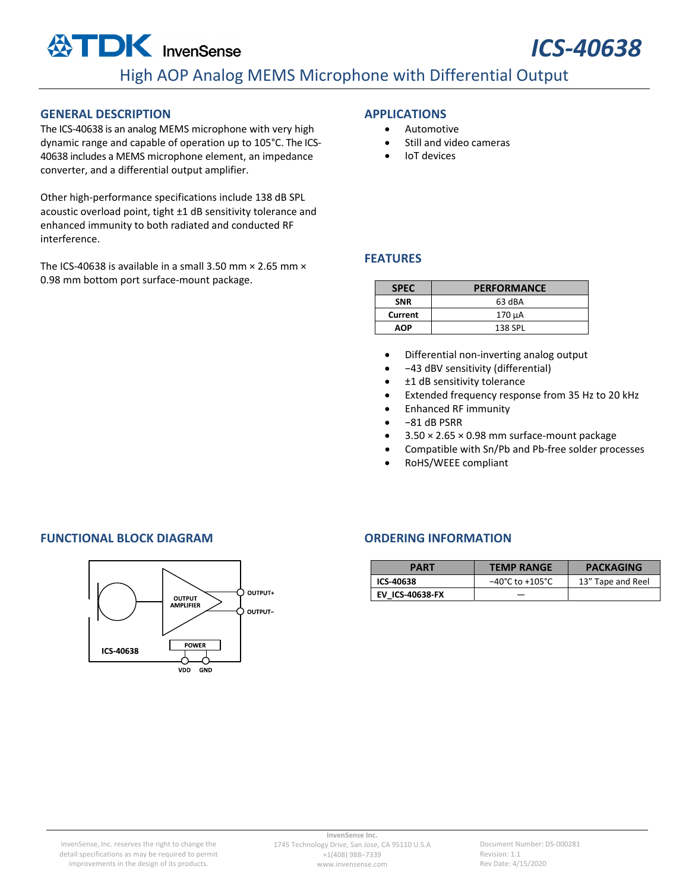# ICS-40638

## High AOP Analog MEMS Microphone with Differential Output

## GENERAL DESCRIPTION

The ICS-40638 is an analog MEMS microphone with very high dynamic range and capable of operation up to 105°C. The ICS-40638 includes a MEMS microphone element, an impedance converter, and a differential output amplifier.

Other high-performance specifications include 138 dB SPL acoustic overload point, tight ±1 dB sensitivity tolerance and enhanced immunity to both radiated and conducted RF interference.

The ICS-40638 is available in a small 3.50 mm × 2.65 mm × 0.98 mm bottom port surface-mount package.

## APPLICATIONS

- Automotive
- Still and video cameras
- IoT devices

## FEATURES

| SPEC | PERFORMANCE |
|---|---|
| **SNR** | 63 dBA |
| **Current** | 170 µA |
| **AOP** | 138 SPL |

- Differential non-inverting analog output
- −43 dBV sensitivity (differential)
- ±1 dB sensitivity tolerance
- Extended frequency response from 35 Hz to 20 kHz
- Enhanced RF immunity
- −81 dB PSRR
- 3.50 × 2.65 × 0.98 mm surface-mount package
- Compatible with Sn/Pb and Pb-free solder processes
- RoHS/WEEE compliant

## FUNCTIONAL BLOCK DIAGRAM

OUTPUT AMPLIFIER, POWER, ICS-40638, OUTPUT+, OUTPUT−, VDD, GND

## ORDERING INFORMATION

| PART | TEMP RANGE | PACKAGING |
|---|---|---|
| **ICS-40638** | −40°C to +105°C | 13" Tape and Reel |
| **EV_ICS-40638-FX** | — | |

InvenSense, Inc. reserves the right to change the detail specifications as may be required to permit improvements in the design of its products.

InvenSense Inc.
1745 Technology Drive, San Jose, CA 95110 U.S.A
+1(408) 988–7339
www.invensense.com

Document Number: DS-000281
Revision: 1.1
Rev Date: 4/15/2020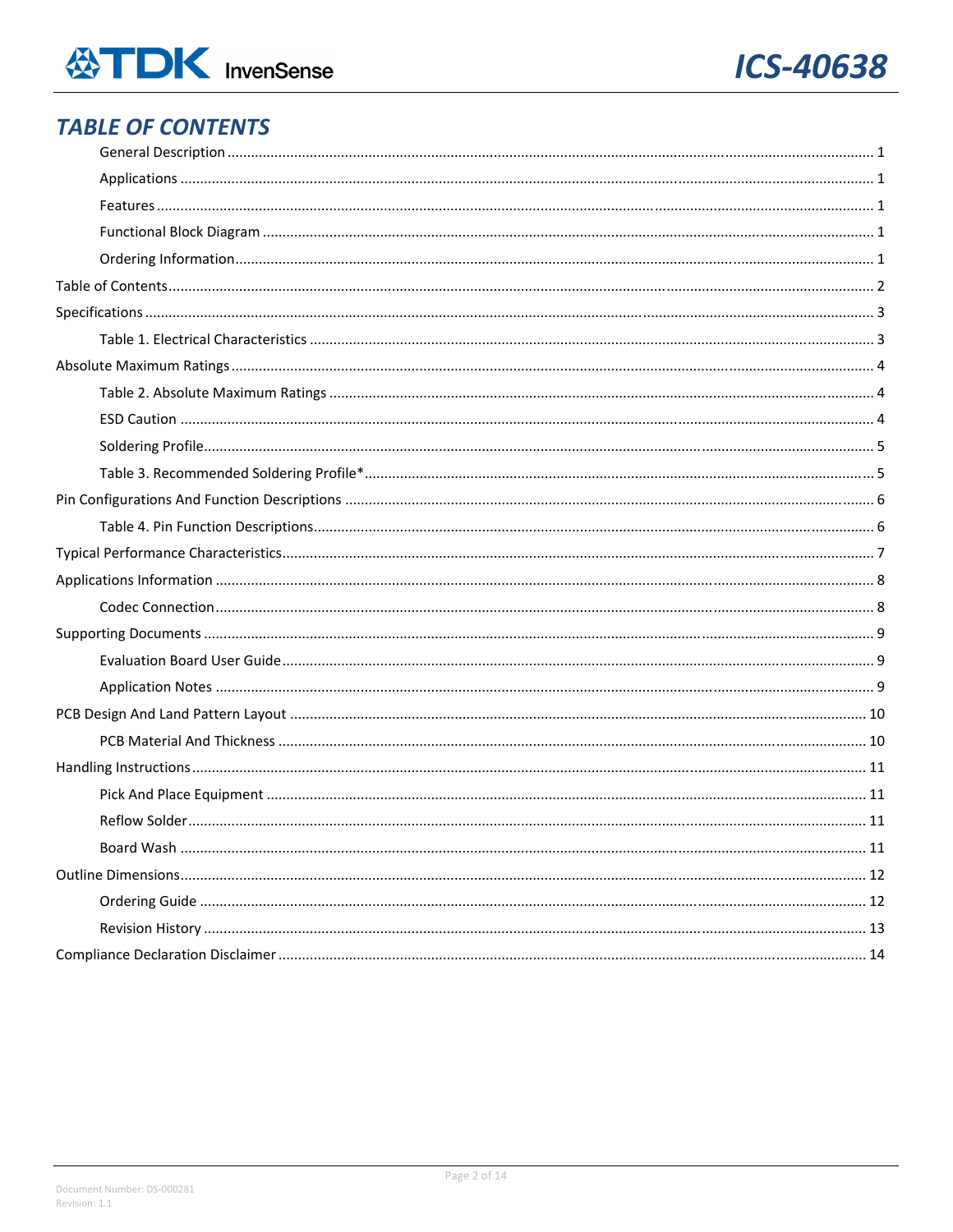# TABLE OF CONTENTS

- General Description ........ 1
- Applications ........ 1
- Features ........ 1
- Functional Block Diagram ........ 1
- Ordering Information ........ 1

Table of Contents ........ 2

Specifications ........ 3

- Table 1. Electrical Characteristics ........ 3

Absolute Maximum Ratings ........ 4

- Table 2. Absolute Maximum Ratings ........ 4
- ESD Caution ........ 4
- Soldering Profile ........ 5
- Table 3. Recommended Soldering Profile* ........ 5

Pin Configurations And Function Descriptions ........ 6

- Table 4. Pin Function Descriptions ........ 6

Typical Performance Characteristics ........ 7

Applications Information ........ 8

- Codec Connection ........ 8

Supporting Documents ........ 9

- Evaluation Board User Guide ........ 9
- Application Notes ........ 9

PCB Design And Land Pattern Layout ........ 10

- PCB Material And Thickness ........ 10

Handling Instructions ........ 11

- Pick And Place Equipment ........ 11
- Reflow Solder ........ 11
- Board Wash ........ 11

Outline Dimensions ........ 12

- Ordering Guide ........ 12
- Revision History ........ 13

Compliance Declaration Disclaimer ........ 14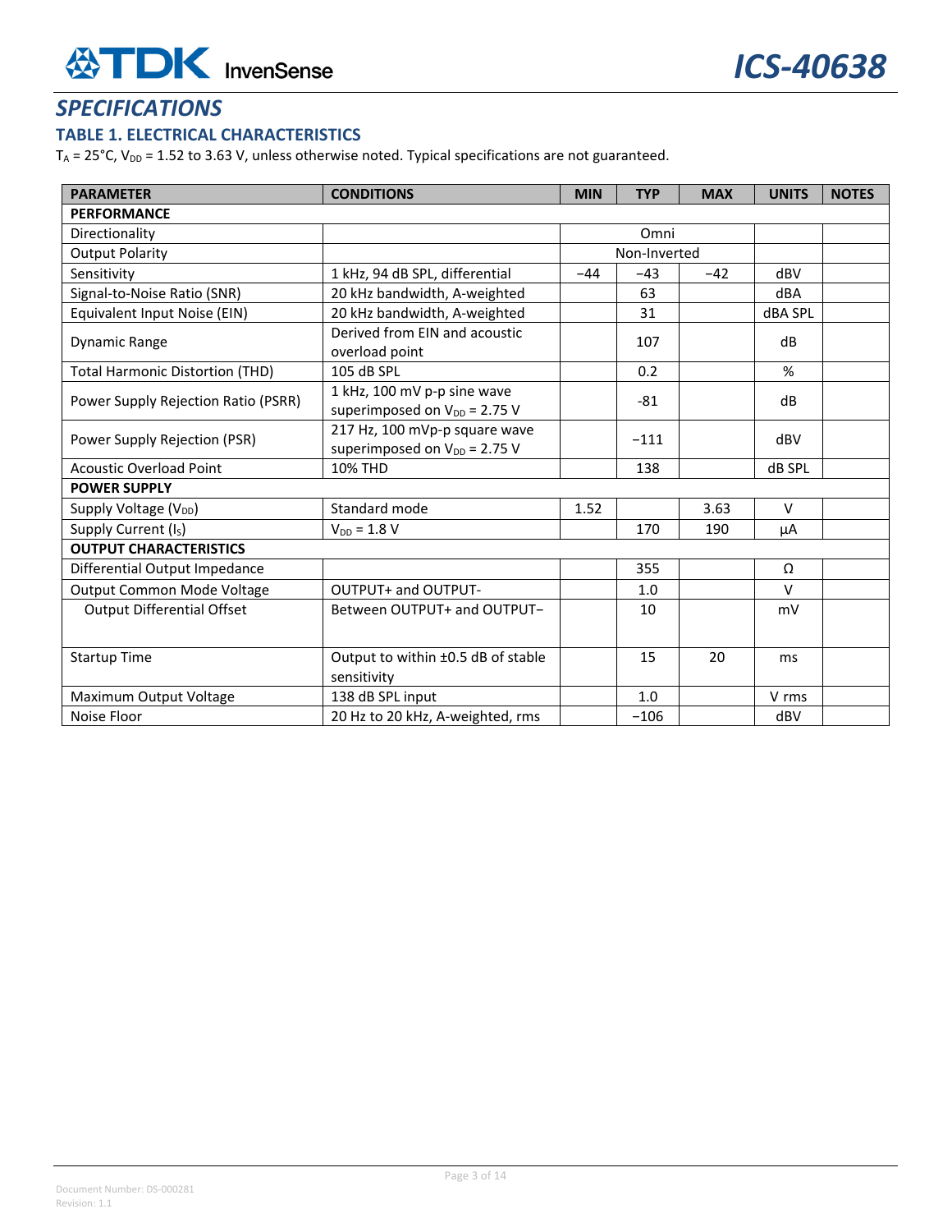## SPECIFICATIONS

### TABLE 1. ELECTRICAL CHARACTERISTICS

$T_A$ = 25°C, $V_{DD}$ = 1.52 to 3.63 V, unless otherwise noted. Typical specifications are not guaranteed.

| PARAMETER | CONDITIONS | MIN | TYP | MAX | UNITS | NOTES |
|---|---|---|---|---|---|---|
| **PERFORMANCE** | | | | | | |
| Directionality | | | Omni | | | |
| Output Polarity | | | Non-Inverted | | | |
| Sensitivity | 1 kHz, 94 dB SPL, differential | −44 | −43 | −42 | dBV | |
| Signal-to-Noise Ratio (SNR) | 20 kHz bandwidth, A-weighted | | 63 | | dBA | |
| Equivalent Input Noise (EIN) | 20 kHz bandwidth, A-weighted | | 31 | | dBA SPL | |
| Dynamic Range | Derived from EIN and acoustic overload point | | 107 | | dB | |
| Total Harmonic Distortion (THD) | 105 dB SPL | | 0.2 | | % | |
| Power Supply Rejection Ratio (PSRR) | 1 kHz, 100 mV p-p sine wave superimposed on $V_{DD}$ = 2.75 V | | -81 | | dB | |
| Power Supply Rejection (PSR) | 217 Hz, 100 mVp-p square wave superimposed on $V_{DD}$ = 2.75 V | | −111 | | dBV | |
| Acoustic Overload Point | 10% THD | | 138 | | dB SPL | |
| **POWER SUPPLY** | | | | | | |
| Supply Voltage ($V_{DD}$) | Standard mode | 1.52 | | 3.63 | V | |
| Supply Current ($I_S$) | $V_{DD}$ = 1.8 V | | 170 | 190 | µA | |
| **OUTPUT CHARACTERISTICS** | | | | | | |
| Differential Output Impedance | | | 355 | | Ω | |
| Output Common Mode Voltage | OUTPUT+ and OUTPUT- | | 1.0 | | V | |
| Output Differential Offset | Between OUTPUT+ and OUTPUT− | | 10 | | mV | |
| Startup Time | Output to within ±0.5 dB of stable sensitivity | | 15 | 20 | ms | |
| Maximum Output Voltage | 138 dB SPL input | | 1.0 | | V rms | |
| Noise Floor | 20 Hz to 20 kHz, A-weighted, rms | | −106 | | dBV | |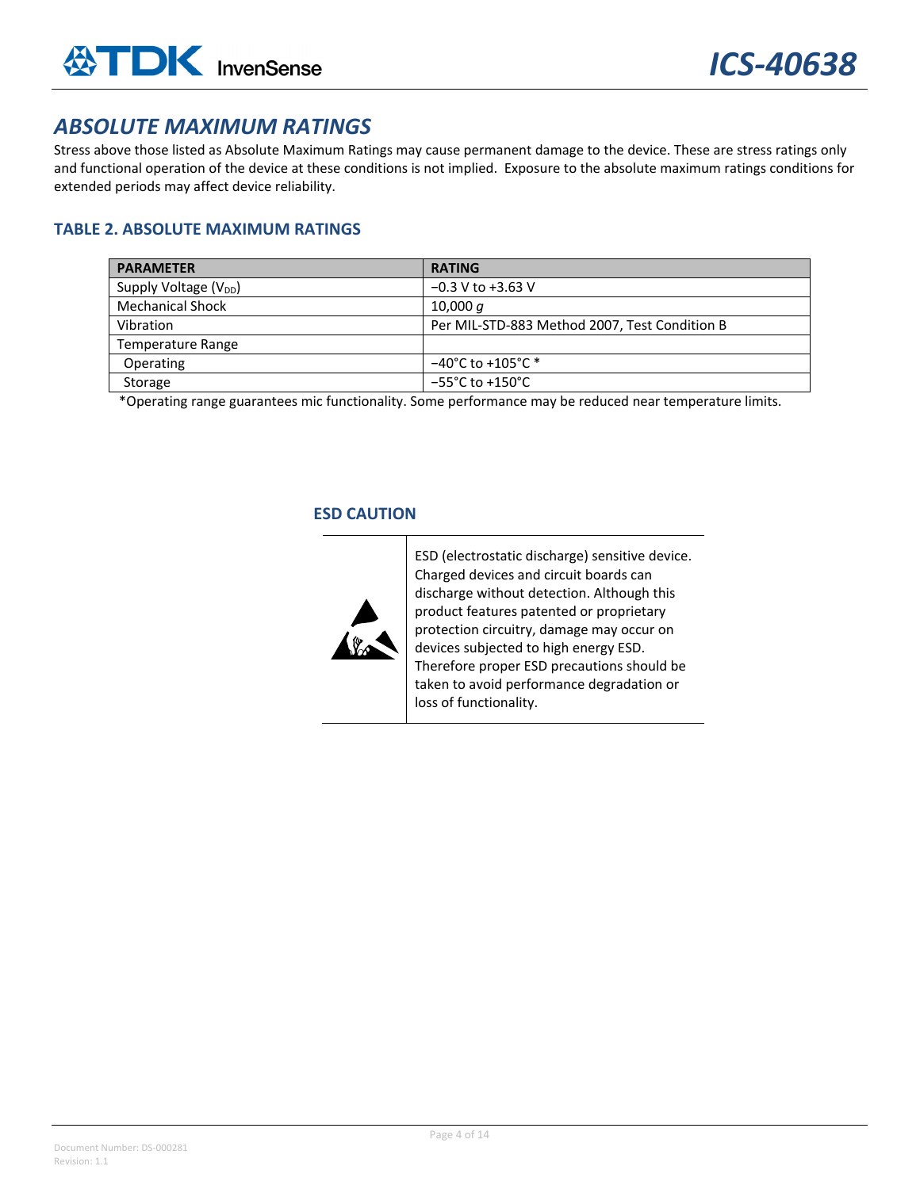## ABSOLUTE MAXIMUM RATINGS

Stress above those listed as Absolute Maximum Ratings may cause permanent damage to the device. These are stress ratings only and functional operation of the device at these conditions is not implied. Exposure to the absolute maximum ratings conditions for extended periods may affect device reliability.

### TABLE 2. ABSOLUTE MAXIMUM RATINGS

| PARAMETER | RATING |
|---|---|
| Supply Voltage ($V_{DD}$) | −0.3 V to +3.63 V |
| Mechanical Shock | 10,000 *g* |
| Vibration | Per MIL-STD-883 Method 2007, Test Condition B |
| Temperature Range | |
| Operating | −40°C to +105°C * |
| Storage | −55°C to +150°C |

*Operating range guarantees mic functionality. Some performance may be reduced near temperature limits.

### ESD CAUTION

ESD (electrostatic discharge) sensitive device. Charged devices and circuit boards can discharge without detection. Although this product features patented or proprietary protection circuitry, damage may occur on devices subjected to high energy ESD. Therefore proper ESD precautions should be taken to avoid performance degradation or loss of functionality.

Document Number: DS-000281
Revision: 1.1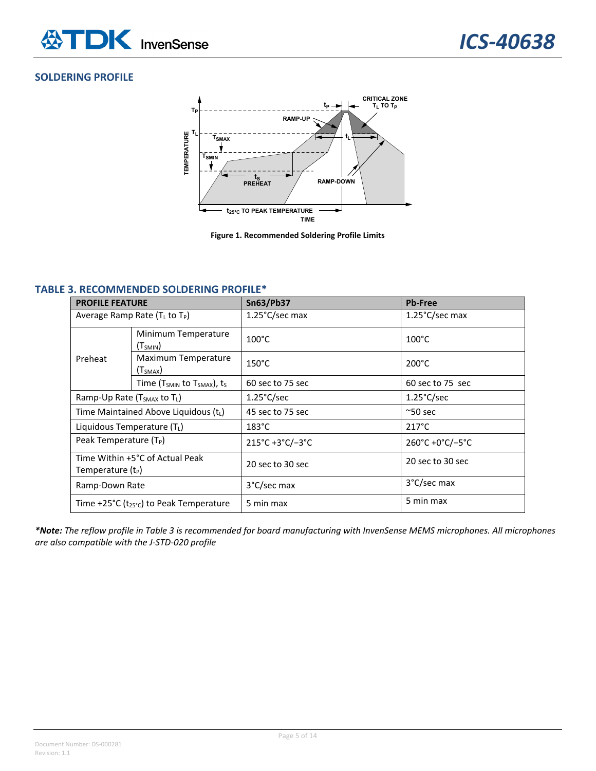## SOLDERING PROFILE

Figure 1. Recommended Soldering Profile Limits

## TABLE 3. RECOMMENDED SOLDERING PROFILE*

| PROFILE FEATURE | | Sn63/Pb37 | Pb-Free |
|---|---|---|---|
| Average Ramp Rate ($T_L$ to $T_P$) | | 1.25°C/sec max | 1.25°C/sec max |
| Preheat | Minimum Temperature ($T_{SMIN}$) | 100°C | 100°C |
| | Maximum Temperature ($T_{SMAX}$) | 150°C | 200°C |
| | Time ($T_{SMIN}$ to $T_{SMAX}$), $t_S$ | 60 sec to 75 sec | 60 sec to 75 sec |
| Ramp-Up Rate ($T_{SMAX}$ to $T_L$) | | 1.25°C/sec | 1.25°C/sec |
| Time Maintained Above Liquidous ($t_L$) | | 45 sec to 75 sec | ~50 sec |
| Liquidous Temperature ($T_L$) | | 183°C | 217°C |
| Peak Temperature ($T_P$) | | 215°C +3°C/−3°C | 260°C +0°C/−5°C |
| Time Within +5°C of Actual Peak Temperature ($t_P$) | | 20 sec to 30 sec | 20 sec to 30 sec |
| Ramp-Down Rate | | 3°C/sec max | 3°C/sec max |
| Time +25°C ($t_{25°C}$) to Peak Temperature | | 5 min max | 5 min max |

***Note:** The reflow profile in Table 3 is recommended for board manufacturing with InvenSense MEMS microphones. All microphones are also compatible with the J-STD-020 profile*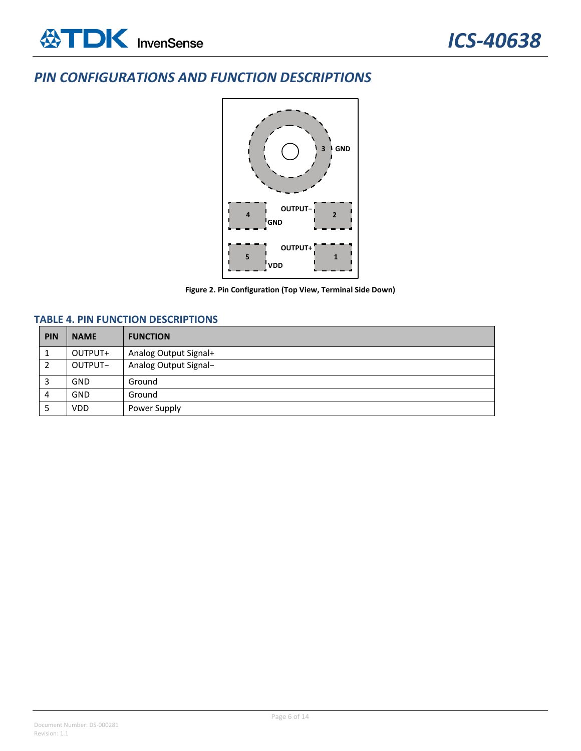## PIN CONFIGURATIONS AND FUNCTION DESCRIPTIONS

Figure 2. Pin Configuration (Top View, Terminal Side Down)

### TABLE 4. PIN FUNCTION DESCRIPTIONS

| PIN | NAME | FUNCTION |
|---|---|---|
| 1 | OUTPUT+ | Analog Output Signal+ |
| 2 | OUTPUT− | Analog Output Signal− |
| 3 | GND | Ground |
| 4 | GND | Ground |
| 5 | VDD | Power Supply |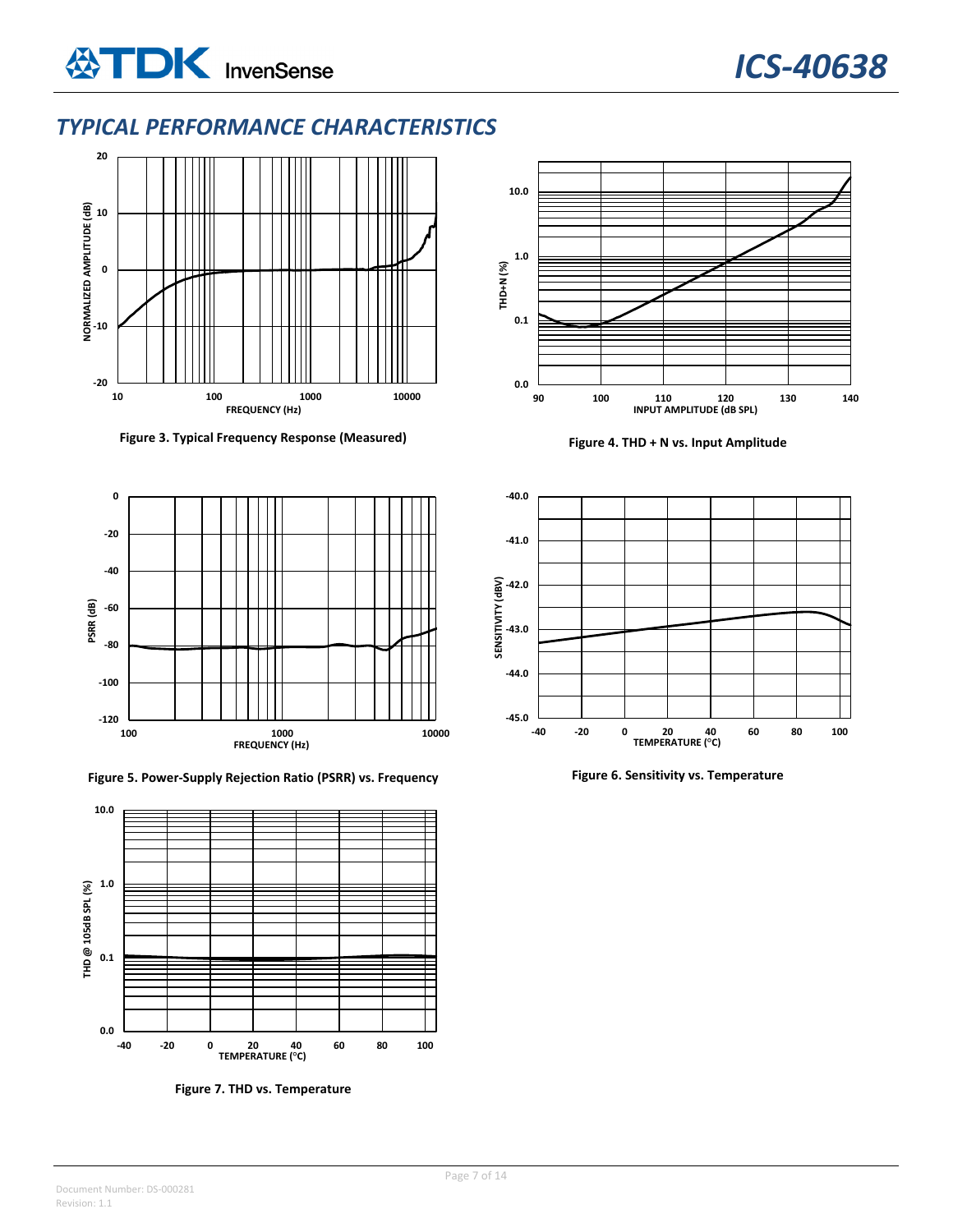## TYPICAL PERFORMANCE CHARACTERISTICS

Figure 3. Typical Frequency Response (Measured)

Figure 4. THD + N vs. Input Amplitude

Figure 5. Power-Supply Rejection Ratio (PSRR) vs. Frequency

Figure 6. Sensitivity vs. Temperature

Figure 7. THD vs. Temperature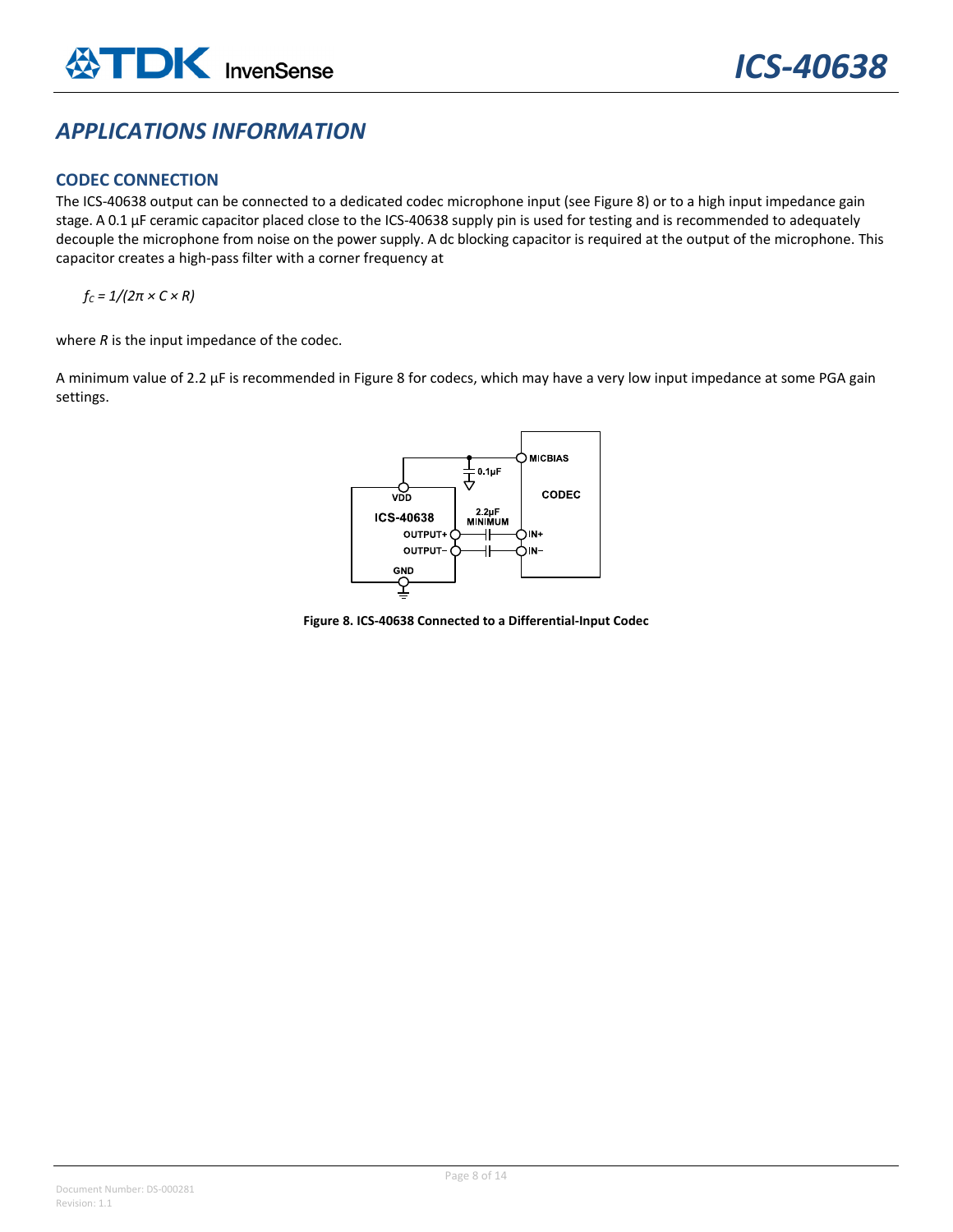# APPLICATIONS INFORMATION

## CODEC CONNECTION

The ICS-40638 output can be connected to a dedicated codec microphone input (see Figure 8) or to a high input impedance gain stage. A 0.1 µF ceramic capacitor placed close to the ICS-40638 supply pin is used for testing and is recommended to adequately decouple the microphone from noise on the power supply. A dc blocking capacitor is required at the output of the microphone. This capacitor creates a high-pass filter with a corner frequency at

$$f_C = 1/(2\pi \times C \times R)$$

where *R* is the input impedance of the codec.

A minimum value of 2.2 µF is recommended in Figure 8 for codecs, which may have a very low input impedance at some PGA gain settings.

**Figure 8. ICS-40638 Connected to a Differential-Input Codec**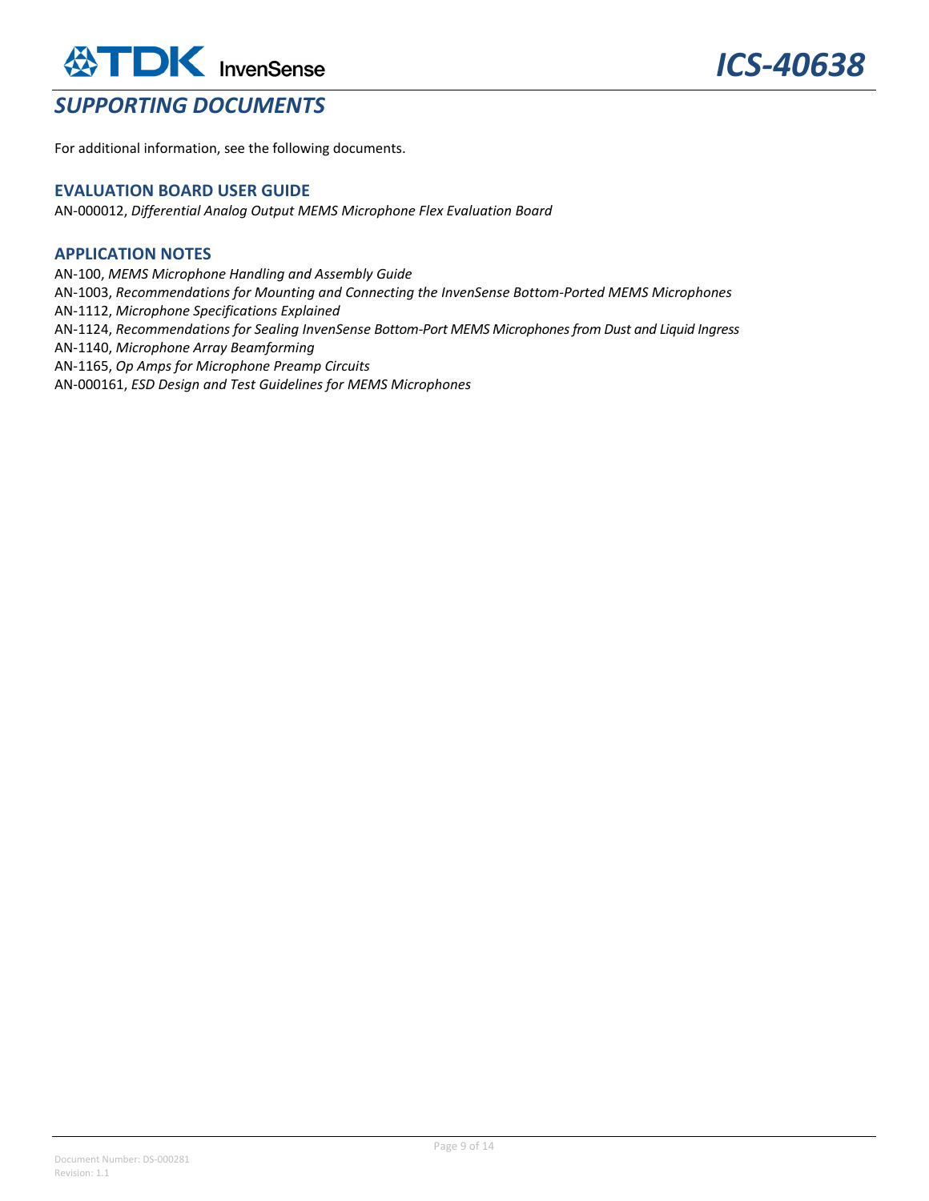## SUPPORTING DOCUMENTS

For additional information, see the following documents.

### EVALUATION BOARD USER GUIDE

AN-000012, *Differential Analog Output MEMS Microphone Flex Evaluation Board*

### APPLICATION NOTES

AN-100, *MEMS Microphone Handling and Assembly Guide*
AN-1003, *Recommendations for Mounting and Connecting the InvenSense Bottom-Ported MEMS Microphones*
AN-1112, *Microphone Specifications Explained*
AN-1124, *Recommendations for Sealing InvenSense Bottom-Port MEMS Microphones from Dust and Liquid Ingress*
AN-1140, *Microphone Array Beamforming*
AN-1165, *Op Amps for Microphone Preamp Circuits*
AN-000161, *ESD Design and Test Guidelines for MEMS Microphones*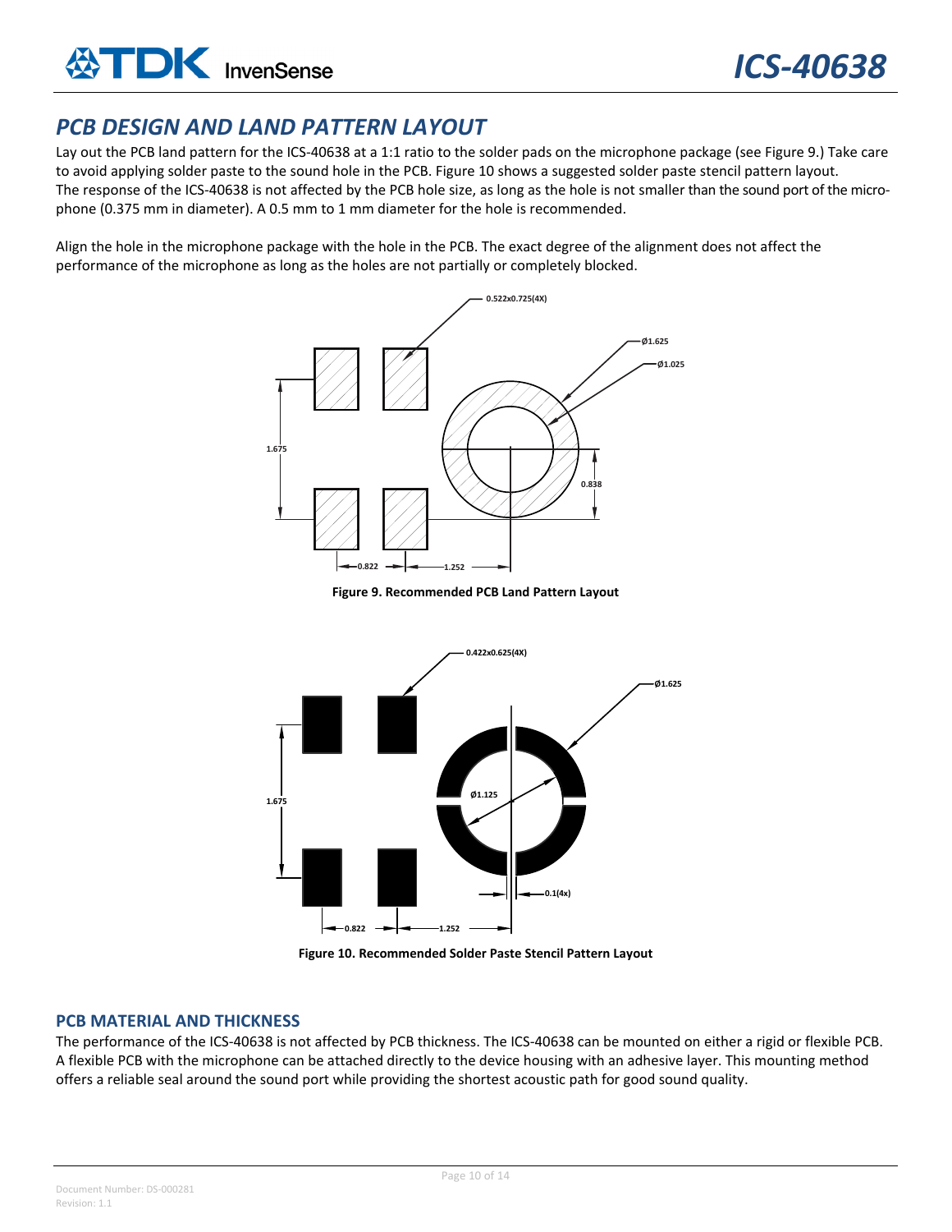## PCB DESIGN AND LAND PATTERN LAYOUT

Lay out the PCB land pattern for the ICS-40638 at a 1:1 ratio to the solder pads on the microphone package (see Figure 9.) Take care to avoid applying solder paste to the sound hole in the PCB. Figure 10 shows a suggested solder paste stencil pattern layout. The response of the ICS-40638 is not affected by the PCB hole size, as long as the hole is not smaller than the sound port of the microphone (0.375 mm in diameter). A 0.5 mm to 1 mm diameter for the hole is recommended.

Align the hole in the microphone package with the hole in the PCB. The exact degree of the alignment does not affect the performance of the microphone as long as the holes are not partially or completely blocked.

**Figure 9. Recommended PCB Land Pattern Layout**

**Figure 10. Recommended Solder Paste Stencil Pattern Layout**

### PCB MATERIAL AND THICKNESS

The performance of the ICS-40638 is not affected by PCB thickness. The ICS-40638 can be mounted on either a rigid or flexible PCB. A flexible PCB with the microphone can be attached directly to the device housing with an adhesive layer. This mounting method offers a reliable seal around the sound port while providing the shortest acoustic path for good sound quality.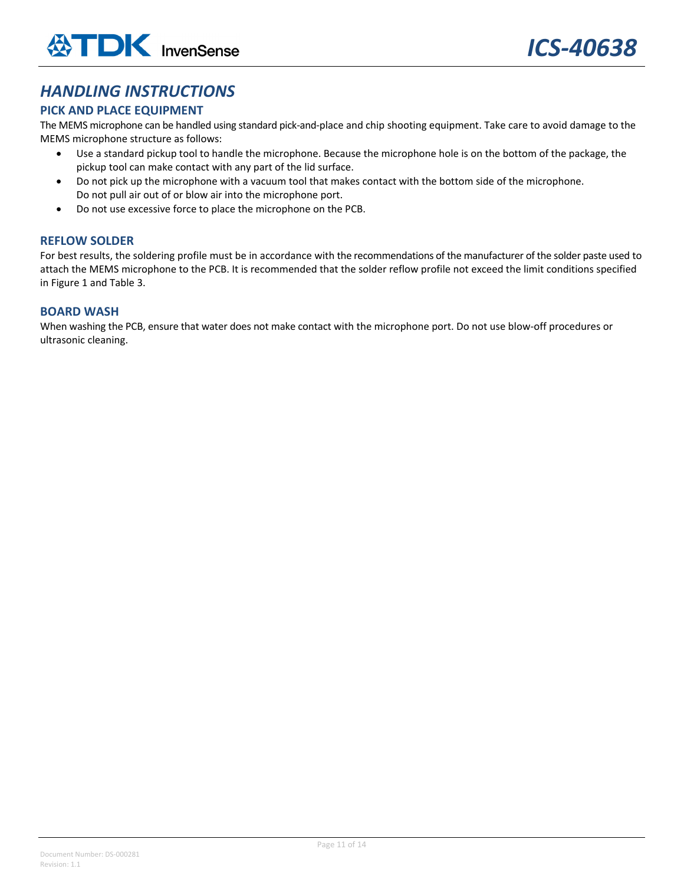## HANDLING INSTRUCTIONS

### PICK AND PLACE EQUIPMENT

The MEMS microphone can be handled using standard pick-and-place and chip shooting equipment. Take care to avoid damage to the MEMS microphone structure as follows:

- Use a standard pickup tool to handle the microphone. Because the microphone hole is on the bottom of the package, the pickup tool can make contact with any part of the lid surface.
- Do not pick up the microphone with a vacuum tool that makes contact with the bottom side of the microphone. Do not pull air out of or blow air into the microphone port.
- Do not use excessive force to place the microphone on the PCB.

### REFLOW SOLDER

For best results, the soldering profile must be in accordance with the recommendations of the manufacturer of the solder paste used to attach the MEMS microphone to the PCB. It is recommended that the solder reflow profile not exceed the limit conditions specified in Figure 1 and Table 3.

### BOARD WASH

When washing the PCB, ensure that water does not make contact with the microphone port. Do not use blow-off procedures or ultrasonic cleaning.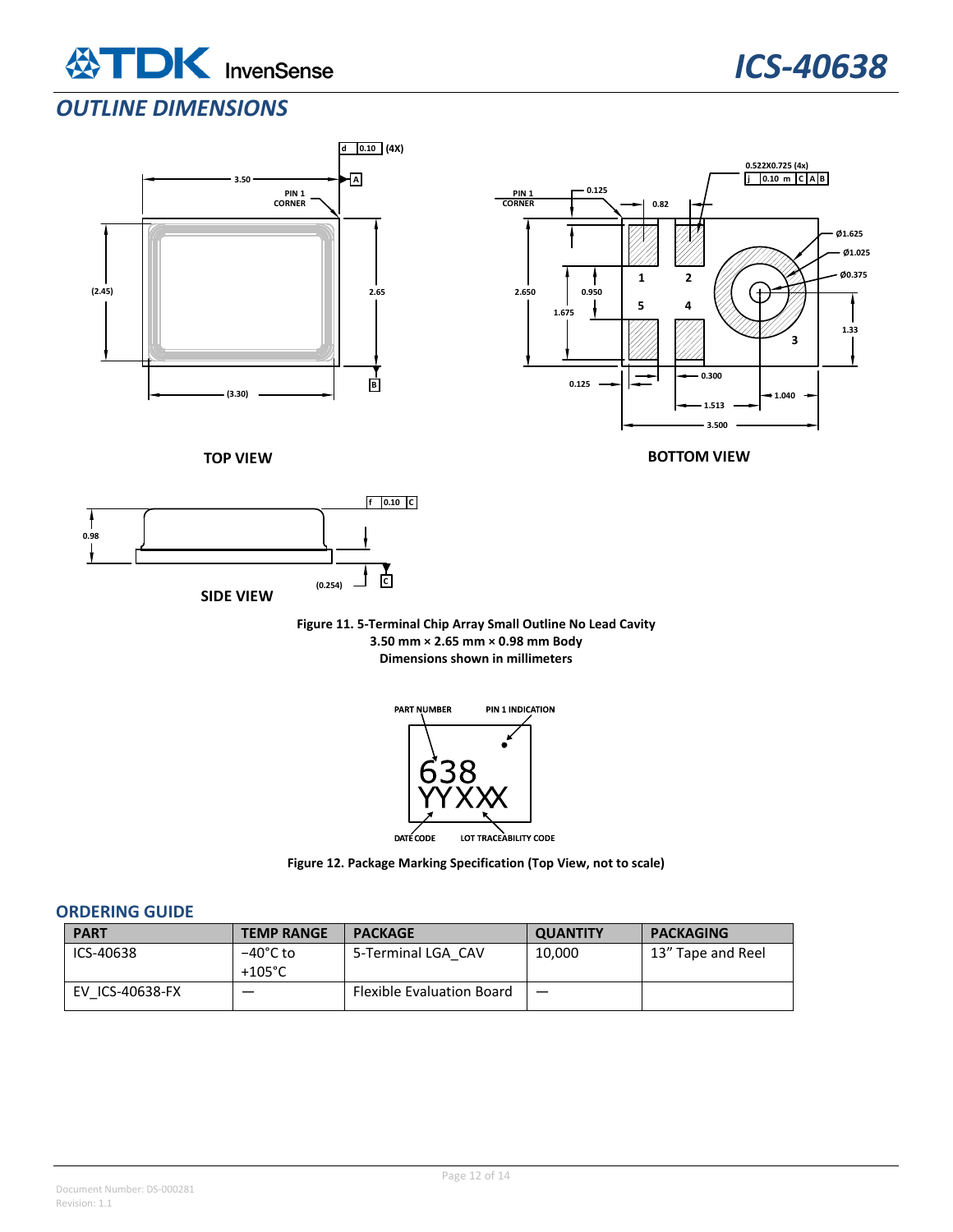## OUTLINE DIMENSIONS

TOP VIEW

BOTTOM VIEW

SIDE VIEW

**Figure 11. 5-Terminal Chip Array Small Outline No Lead Cavity**
**3.50 mm × 2.65 mm × 0.98 mm Body**
**Dimensions shown in millimeters**

**Figure 12. Package Marking Specification (Top View, not to scale)**

## ORDERING GUIDE

| PART | TEMP RANGE | PACKAGE | QUANTITY | PACKAGING |
|---|---|---|---|---|
| ICS-40638 | −40°C to +105°C | 5-Terminal LGA_CAV | 10,000 | 13” Tape and Reel |
| EV_ICS-40638-FX | — | Flexible Evaluation Board | — | |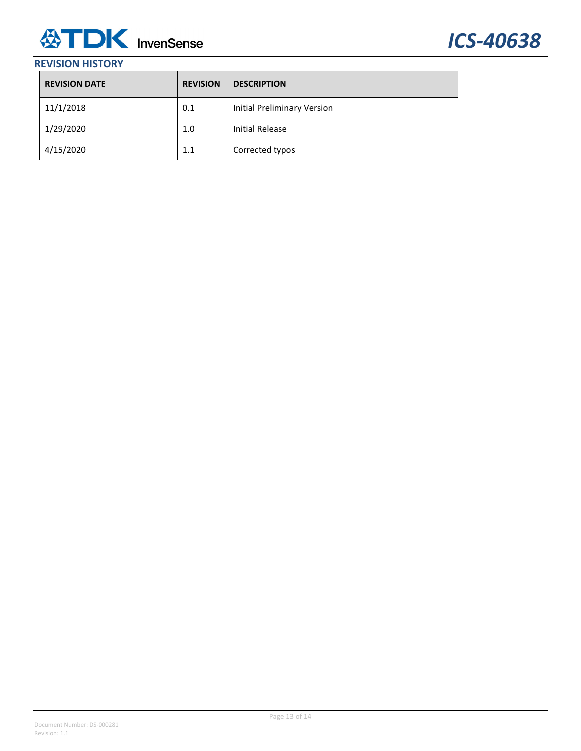## REVISION HISTORY

| REVISION DATE | REVISION | DESCRIPTION |
|---|---|---|
| 11/1/2018 | 0.1 | Initial Preliminary Version |
| 1/29/2020 | 1.0 | Initial Release |
| 4/15/2020 | 1.1 | Corrected typos |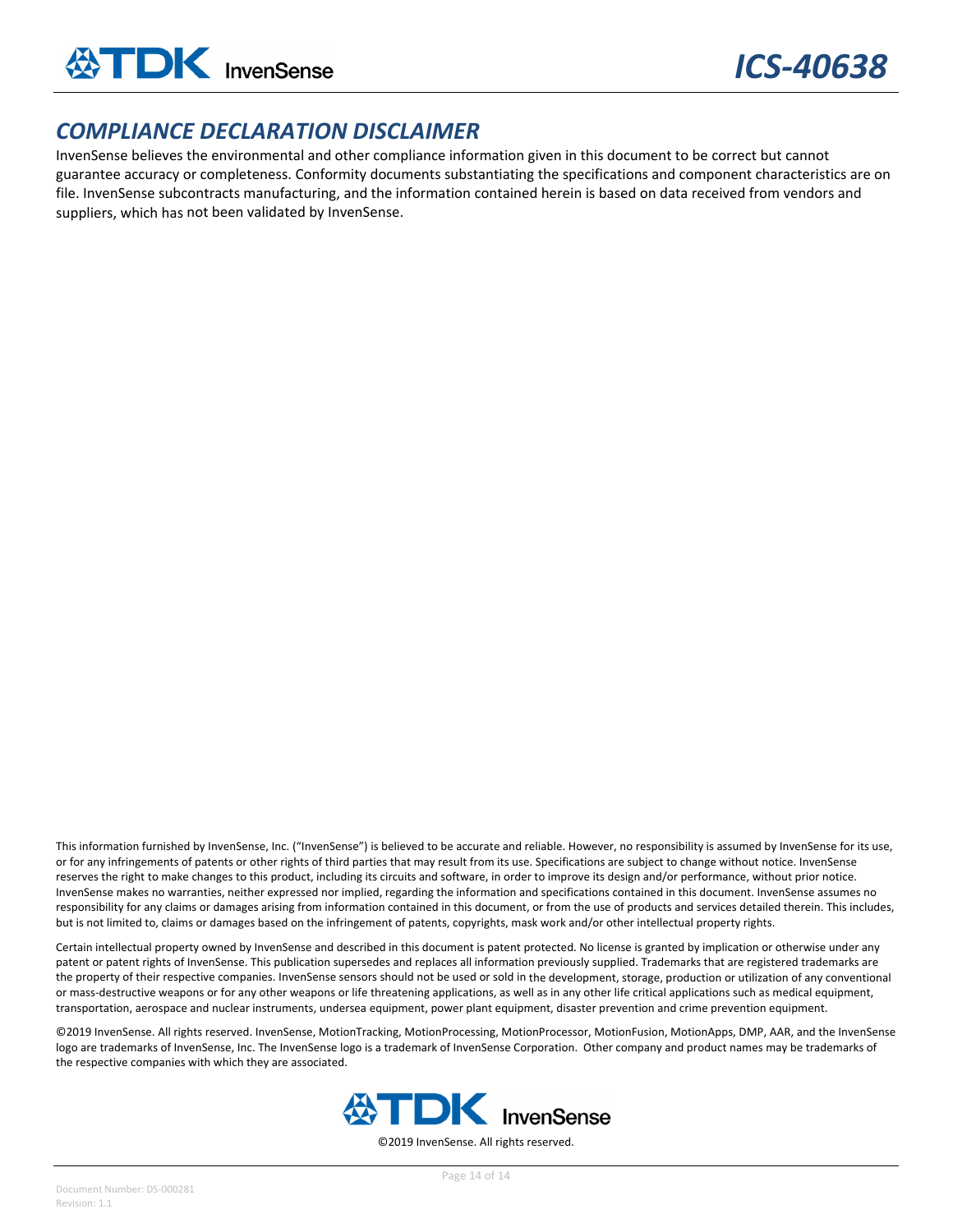## COMPLIANCE DECLARATION DISCLAIMER

InvenSense believes the environmental and other compliance information given in this document to be correct but cannot guarantee accuracy or completeness. Conformity documents substantiating the specifications and component characteristics are on file. InvenSense subcontracts manufacturing, and the information contained herein is based on data received from vendors and suppliers, which has not been validated by InvenSense.

This information furnished by InvenSense, Inc. ("InvenSense") is believed to be accurate and reliable. However, no responsibility is assumed by InvenSense for its use, or for any infringements of patents or other rights of third parties that may result from its use. Specifications are subject to change without notice. InvenSense reserves the right to make changes to this product, including its circuits and software, in order to improve its design and/or performance, without prior notice. InvenSense makes no warranties, neither expressed nor implied, regarding the information and specifications contained in this document. InvenSense assumes no responsibility for any claims or damages arising from information contained in this document, or from the use of products and services detailed therein. This includes, but is not limited to, claims or damages based on the infringement of patents, copyrights, mask work and/or other intellectual property rights.

Certain intellectual property owned by InvenSense and described in this document is patent protected. No license is granted by implication or otherwise under any patent or patent rights of InvenSense. This publication supersedes and replaces all information previously supplied. Trademarks that are registered trademarks are the property of their respective companies. InvenSense sensors should not be used or sold in the development, storage, production or utilization of any conventional or mass-destructive weapons or for any other weapons or life threatening applications, as well as in any other life critical applications such as medical equipment, transportation, aerospace and nuclear instruments, undersea equipment, power plant equipment, disaster prevention and crime prevention equipment.

©2019 InvenSense. All rights reserved. InvenSense, MotionTracking, MotionProcessing, MotionProcessor, MotionFusion, MotionApps, DMP, AAR, and the InvenSense logo are trademarks of InvenSense, Inc. The InvenSense logo is a trademark of InvenSense Corporation. Other company and product names may be trademarks of the respective companies with which they are associated.

©2019 InvenSense. All rights reserved.

Document Number: DS-000281
Revision: 1.1